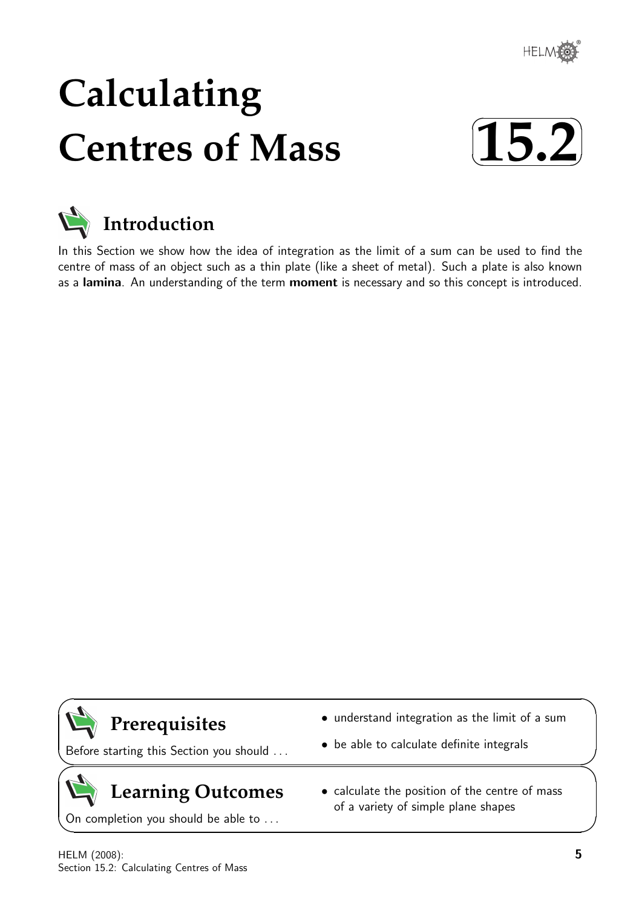# Calculating Centres of Mass

# 15.2

## Introduction

In this Section we show how the idea of integration as the limit of a sum can be used to find the centre of mass of an object such as a thin plate (like a sheet of metal). Such a plate is also known as a **lamina**. An understanding of the term **moment** is necessary and so this concept is introduced.

## Prerequisites

Before starting this Section you should ...

- understand integration as the limit of a sum
- be able to calculate definite integrals

## Learning Outcomes

On completion you should be able to ...

- calculate the position of the centre of mass of a variety of simple plane shapes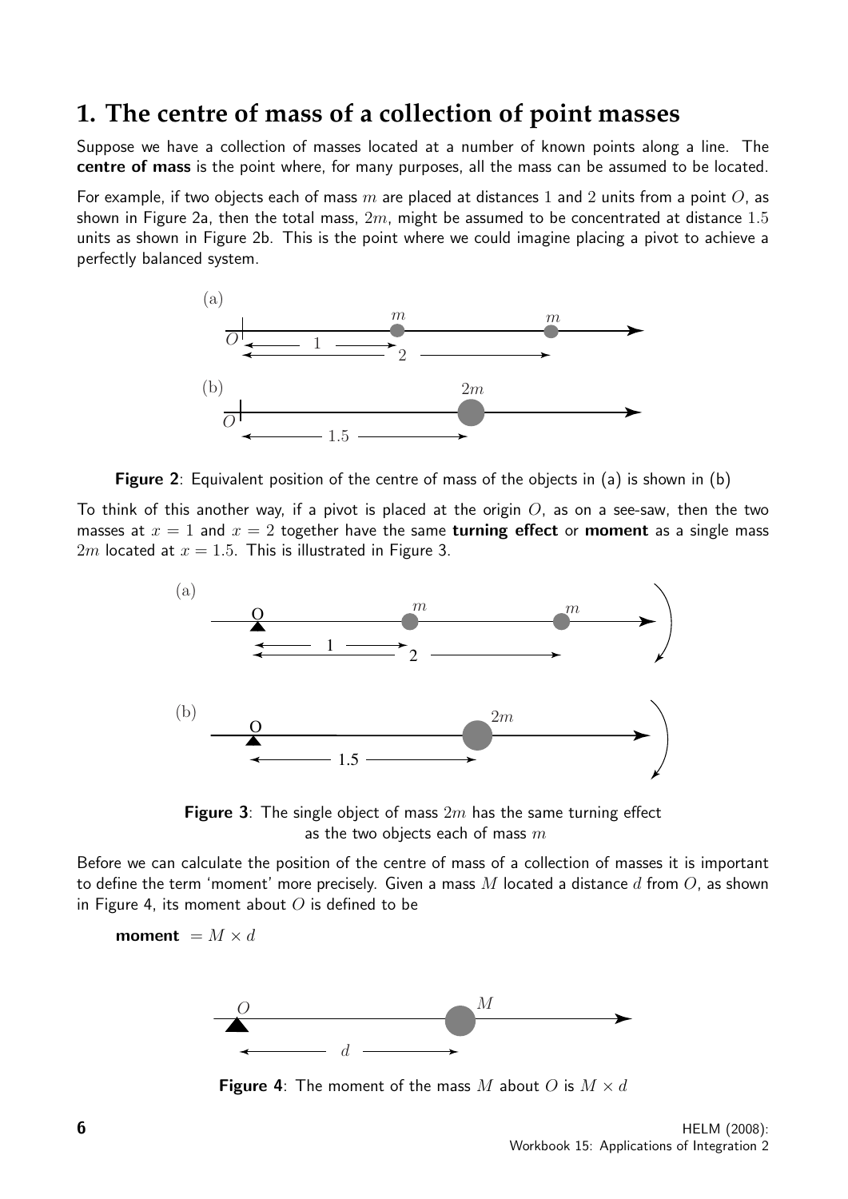## 1. The centre of mass of a collection of point masses

Suppose we have a collection of masses located at a number of known points along a line. The **centre of mass** is the point where, for many purposes, all the mass can be assumed to be located.

For example, if two objects each of mass $m$ are placed at distances 1 and 2 units from a point $O$, as shown in Figure 2a, then the total mass, $2m$, might be assumed to be concentrated at distance 1.5 units as shown in Figure 2b. This is the point where we could imagine placing a pivot to achieve a perfectly balanced system.

**Figure 2**: Equivalent position of the centre of mass of the objects in (a) is shown in (b)

To think of this another way, if a pivot is placed at the origin $O$, as on a see-saw, then the two masses at $x = 1$ and $x = 2$ together have the same **turning effect** or **moment** as a single mass $2m$ located at $x = 1.5$. This is illustrated in Figure 3.

**Figure 3**: The single object of mass $2m$ has the same turning effect as the two objects each of mass $m$

Before we can calculate the position of the centre of mass of a collection of masses it is important to define the term 'moment' more precisely. Given a mass $M$ located a distance $d$ from $O$, as shown in Figure 4, its moment about $O$ is defined to be

**moment** $= M \times d$

**Figure 4**: The moment of the mass $M$ about $O$ is $M \times d$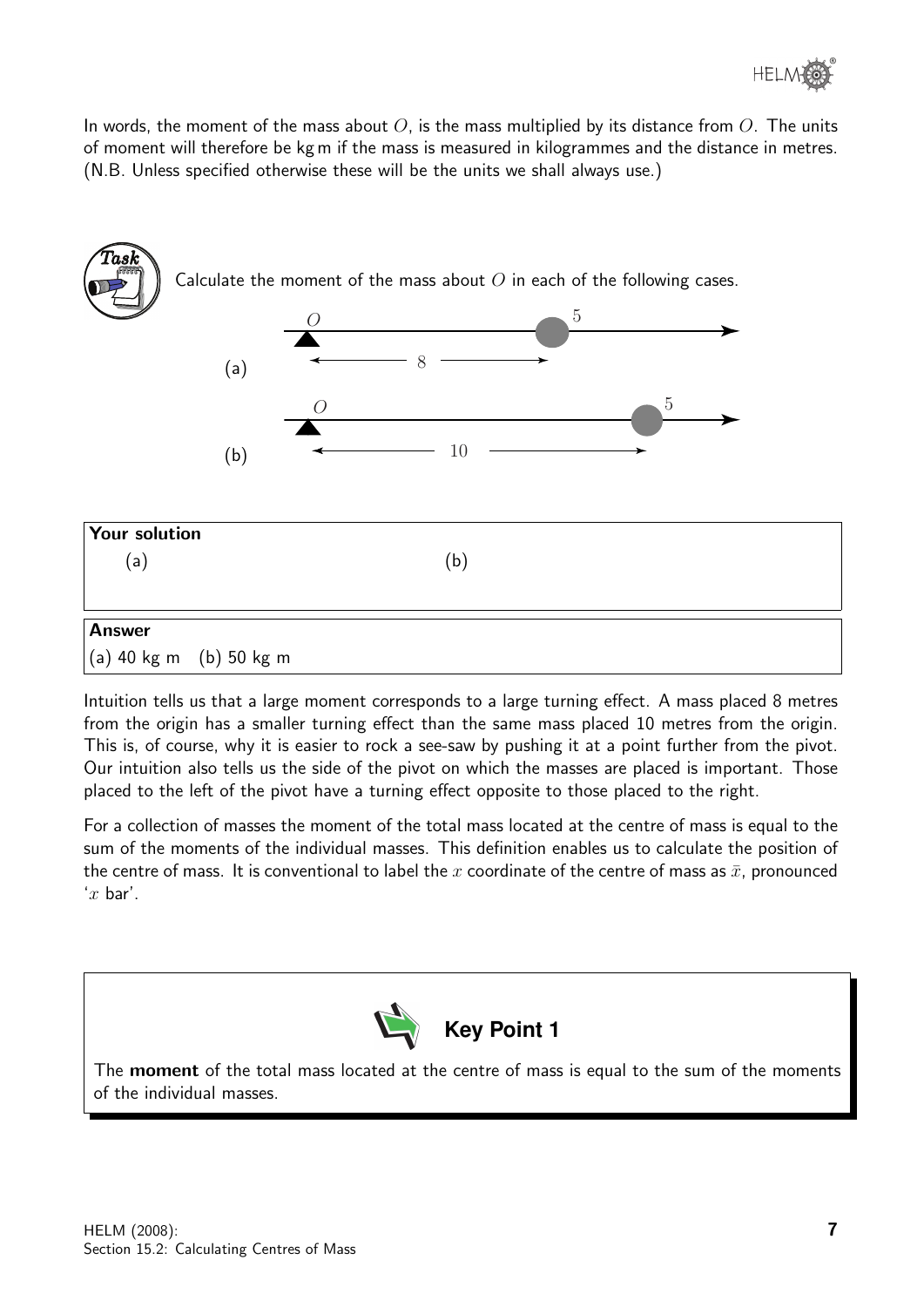In words, the moment of the mass about $O$, is the mass multiplied by its distance from $O$. The units of moment will therefore be kg m if the mass is measured in kilogrammes and the distance in metres. (N.B. Unless specified otherwise these will be the units we shall always use.)

**Task**

Calculate the moment of the mass about $O$ in each of the following cases.

(a) Mass 5 at distance 8 from $O$.

(b) Mass 5 at distance 10 from $O$.

**Your solution**

(a) (b)

**Answer**

(a) 40 kg m (b) 50 kg m

Intuition tells us that a large moment corresponds to a large turning effect. A mass placed 8 metres from the origin has a smaller turning effect than the same mass placed 10 metres from the origin. This is, of course, why it is easier to rock a see-saw by pushing it at a point further from the pivot. Our intuition also tells us the side of the pivot on which the masses are placed is important. Those placed to the left of the pivot have a turning effect opposite to those placed to the right.

For a collection of masses the moment of the total mass located at the centre of mass is equal to the sum of the moments of the individual masses. This definition enables us to calculate the position of the centre of mass. It is conventional to label the $x$ coordinate of the centre of mass as $\bar{x}$, pronounced '$x$ bar'.

**Key Point 1**

The **moment** of the total mass located at the centre of mass is equal to the sum of the moments of the individual masses.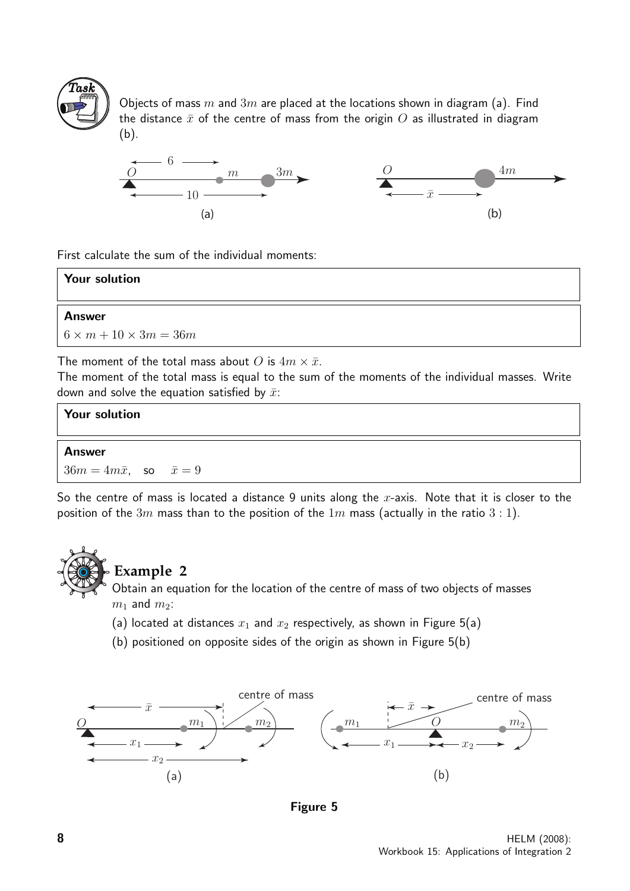**Task**

Objects of mass $m$ and $3m$ are placed at the locations shown in diagram (a). Find the distance $\bar{x}$ of the centre of mass from the origin $O$ as illustrated in diagram (b).

(a) (b)

First calculate the sum of the individual moments:

**Your solution**

**Answer**

$6 \times m + 10 \times 3m = 36m$

The moment of the total mass about $O$ is $4m \times \bar{x}$.

The moment of the total mass is equal to the sum of the moments of the individual masses. Write down and solve the equation satisfied by $\bar{x}$:

**Your solution**

**Answer**

$36m = 4m\bar{x}$, so $\bar{x} = 9$

So the centre of mass is located a distance 9 units along the $x$-axis. Note that it is closer to the position of the $3m$ mass than to the position of the $1m$ mass (actually in the ratio $3:1$).

## Example 2

Obtain an equation for the location of the centre of mass of two objects of masses $m_1$ and $m_2$:

(a) located at distances $x_1$ and $x_2$ respectively, as shown in Figure 5(a)

(b) positioned on opposite sides of the origin as shown in Figure 5(b)

(a) (b)

**Figure 5**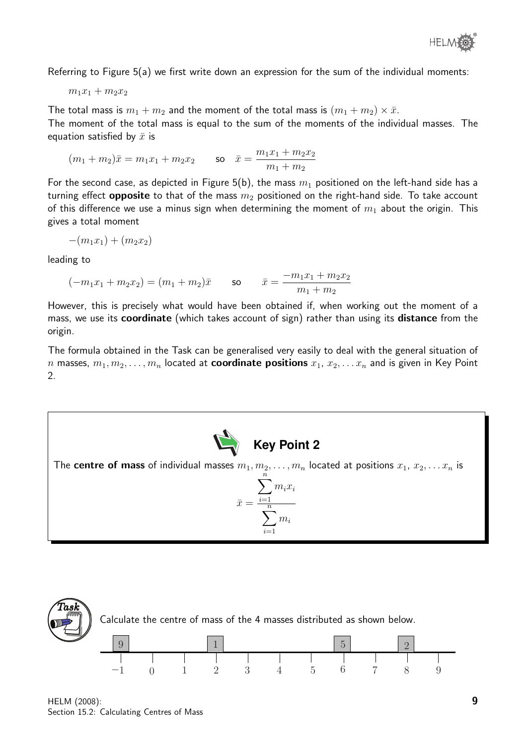Referring to Figure 5(a) we first write down an expression for the sum of the individual moments:

$$m_1x_1 + m_2x_2$$

The total mass is $m_1 + m_2$ and the moment of the total mass is $(m_1 + m_2) \times \bar{x}$.

The moment of the total mass is equal to the sum of the moments of the individual masses. The equation satisfied by $\bar{x}$ is

$$(m_1 + m_2)\bar{x} = m_1x_1 + m_2x_2 \qquad \text{so} \quad \bar{x} = \frac{m_1x_1 + m_2x_2}{m_1 + m_2}$$

For the second case, as depicted in Figure 5(b), the mass $m_1$ positioned on the left-hand side has a turning effect **opposite** to that of the mass $m_2$ positioned on the right-hand side. To take account of this difference we use a minus sign when determining the moment of $m_1$ about the origin. This gives a total moment

$$-(m_1x_1) + (m_2x_2)$$

leading to

$$(-m_1x_1 + m_2x_2) = (m_1 + m_2)\bar{x} \qquad \text{so} \qquad \bar{x} = \frac{-m_1x_1 + m_2x_2}{m_1 + m_2}$$

However, this is precisely what would have been obtained if, when working out the moment of a mass, we use its **coordinate** (which takes account of sign) rather than using its **distance** from the origin.

The formula obtained in the Task can be generalised very easily to deal with the general situation of $n$ masses, $m_1, m_2, \ldots, m_n$ located at **coordinate positions** $x_1$, $x_2, \ldots x_n$ and is given in Key Point 2.

**Key Point 2**

The **centre of mass** of individual masses $m_1, m_2, \ldots, m_n$ located at positions $x_1$, $x_2, \ldots x_n$ is

$$\bar{x} = \frac{\displaystyle\sum_{i=1}^{n} m_i x_i}{\displaystyle\sum_{i=1}^{n} m_i}$$

**Task**

Calculate the centre of mass of the 4 masses distributed as shown below.

| Position | −1 | 0 | 1 | 2 | 3 | 4 | 5 | 6 | 7 | 8 | 9 |
|---|---|---|---|---|---|---|---|---|---|---|---|
| Mass | 9 | | | 1 | | | | 5 | | 2 | |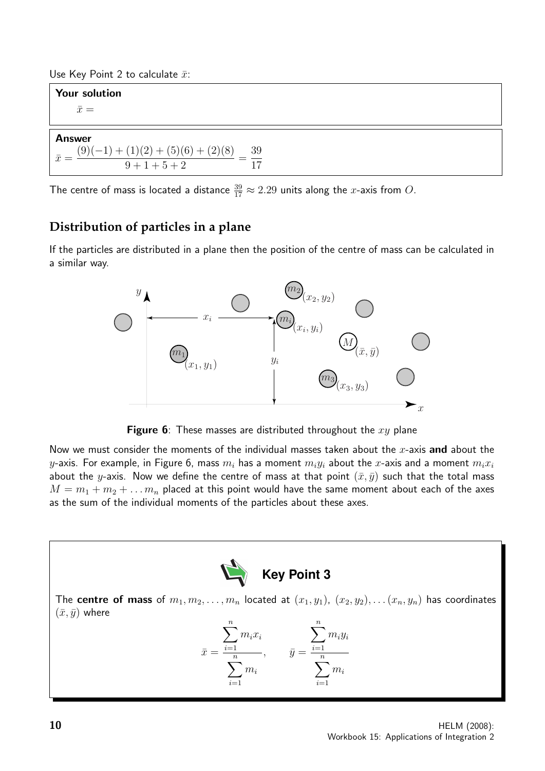Use Key Point 2 to calculate $\bar{x}$:

**Your solution**

$\bar{x} =$

**Answer**

$$\bar{x} = \frac{(9)(-1) + (1)(2) + (5)(6) + (2)(8)}{9 + 1 + 5 + 2} = \frac{39}{17}$$

The centre of mass is located a distance $\frac{39}{17} \approx 2.29$ units along the $x$-axis from $O$.

## Distribution of particles in a plane

If the particles are distributed in a plane then the position of the centre of mass can be calculated in a similar way.

**Figure 6**: These masses are distributed throughout the $xy$ plane

Now we must consider the moments of the individual masses taken about the $x$-axis **and** about the $y$-axis. For example, in Figure 6, mass $m_i$ has a moment $m_i y_i$ about the $x$-axis and a moment $m_i x_i$ about the $y$-axis. Now we define the centre of mass at that point $(\bar{x}, \bar{y})$ such that the total mass $M = m_1 + m_2 + \ldots m_n$ placed at this point would have the same moment about each of the axes as the sum of the individual moments of the particles about these axes.

**Key Point 3**

The **centre of mass** of $m_1, m_2, \ldots, m_n$ located at $(x_1, y_1)$, $(x_2, y_2), \ldots (x_n, y_n)$ has coordinates $(\bar{x}, \bar{y})$ where

$$\bar{x} = \frac{\sum_{i=1}^{n} m_i x_i}{\sum_{i=1}^{n} m_i}, \qquad \bar{y} = \frac{\sum_{i=1}^{n} m_i y_i}{\sum_{i=1}^{n} m_i}$$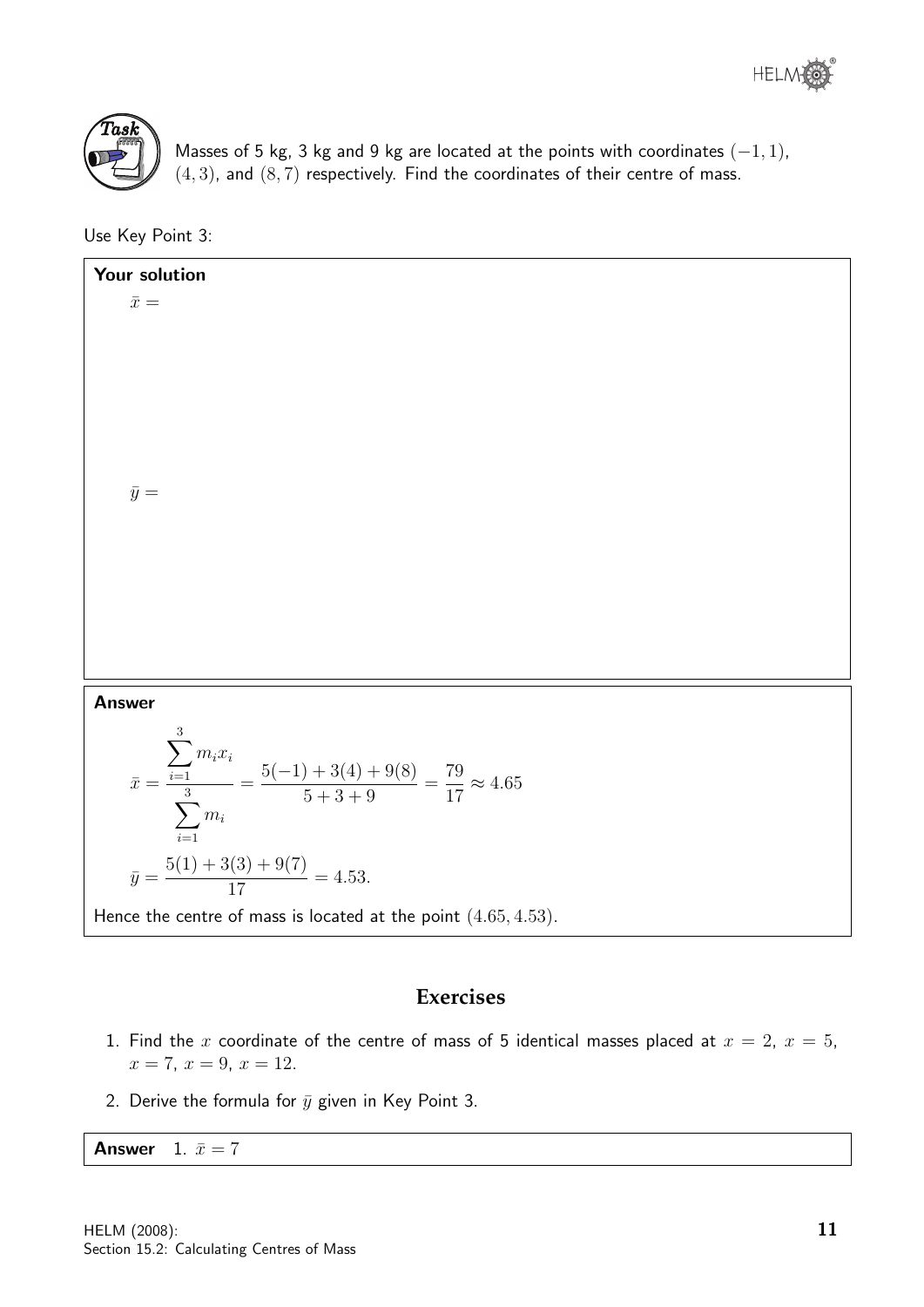**Task**

Masses of 5 kg, 3 kg and 9 kg are located at the points with coordinates $(-1, 1)$, $(4, 3)$, and $(8, 7)$ respectively. Find the coordinates of their centre of mass.

Use Key Point 3:

**Your solution**

$\bar{x} =$

$\bar{y} =$

**Answer**

$$\bar{x} = \frac{\displaystyle\sum_{i=1}^{3} m_i x_i}{\displaystyle\sum_{i=1}^{3} m_i} = \frac{5(-1) + 3(4) + 9(8)}{5 + 3 + 9} = \frac{79}{17} \approx 4.65$$

$$\bar{y} = \frac{5(1) + 3(3) + 9(7)}{17} = 4.53.$$

Hence the centre of mass is located at the point $(4.65, 4.53)$.

## Exercises

1. Find the $x$ coordinate of the centre of mass of 5 identical masses placed at $x = 2$, $x = 5$, $x = 7$, $x = 9$, $x = 12$.
2. Derive the formula for $\bar{y}$ given in Key Point 3.

**Answer** 1. $\bar{x} = 7$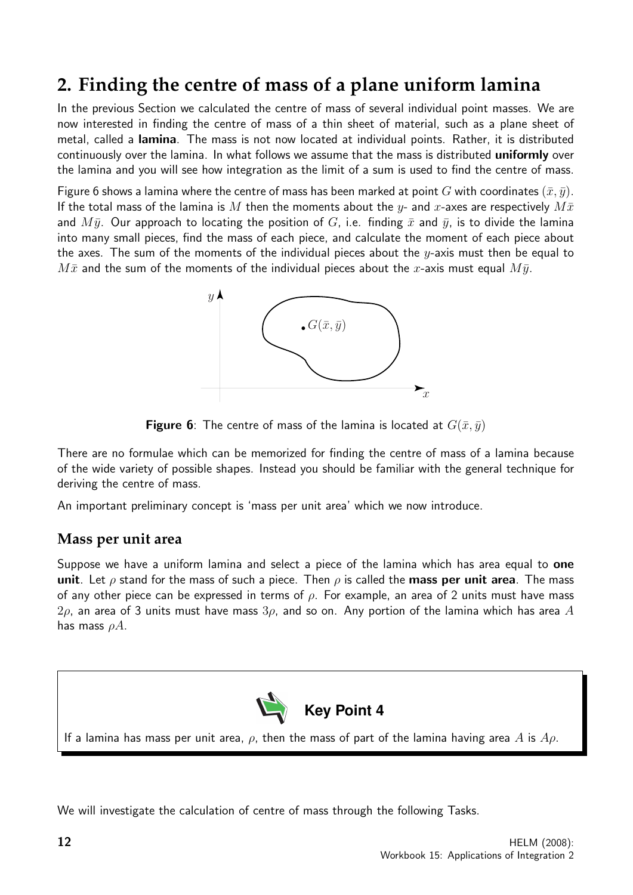## 2. Finding the centre of mass of a plane uniform lamina

In the previous Section we calculated the centre of mass of several individual point masses. We are now interested in finding the centre of mass of a thin sheet of material, such as a plane sheet of metal, called a **lamina**. The mass is not now located at individual points. Rather, it is distributed continuously over the lamina. In what follows we assume that the mass is distributed **uniformly** over the lamina and you will see how integration as the limit of a sum is used to find the centre of mass.

Figure 6 shows a lamina where the centre of mass has been marked at point $G$ with coordinates $(\bar{x}, \bar{y})$. If the total mass of the lamina is $M$ then the moments about the $y$- and $x$-axes are respectively $M\bar{x}$ and $M\bar{y}$. Our approach to locating the position of $G$, i.e. finding $\bar{x}$ and $\bar{y}$, is to divide the lamina into many small pieces, find the mass of each piece, and calculate the moment of each piece about the axes. The sum of the moments of the individual pieces about the $y$-axis must then be equal to $M\bar{x}$ and the sum of the moments of the individual pieces about the $x$-axis must equal $M\bar{y}$.

**Figure 6**: The centre of mass of the lamina is located at $G(\bar{x}, \bar{y})$

There are no formulae which can be memorized for finding the centre of mass of a lamina because of the wide variety of possible shapes. Instead you should be familiar with the general technique for deriving the centre of mass.

An important preliminary concept is 'mass per unit area' which we now introduce.

### Mass per unit area

Suppose we have a uniform lamina and select a piece of the lamina which has area equal to **one unit**. Let $\rho$ stand for the mass of such a piece. Then $\rho$ is called the **mass per unit area**. The mass of any other piece can be expressed in terms of $\rho$. For example, an area of 2 units must have mass $2\rho$, an area of 3 units must have mass $3\rho$, and so on. Any portion of the lamina which has area $A$ has mass $\rho A$.

**Key Point 4**

If a lamina has mass per unit area, $\rho$, then the mass of part of the lamina having area $A$ is $A\rho$.

We will investigate the calculation of centre of mass through the following Tasks.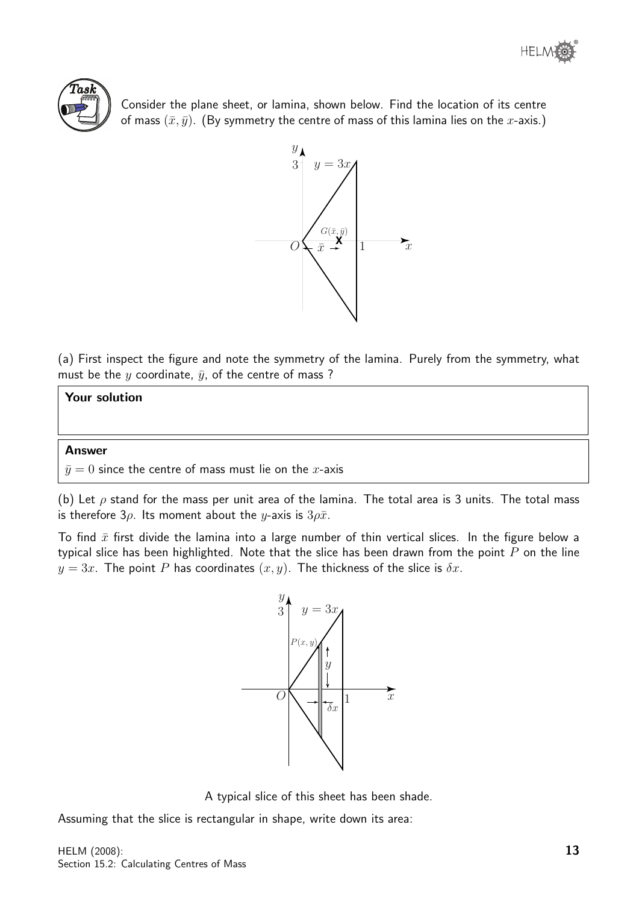**Task**

Consider the plane sheet, or lamina, shown below. Find the location of its centre of mass $(\bar{x}, \bar{y})$. (By symmetry the centre of mass of this lamina lies on the $x$-axis.)

(a) First inspect the figure and note the symmetry of the lamina. Purely from the symmetry, what must be the $y$ coordinate, $\bar{y}$, of the centre of mass ?

**Your solution**

**Answer**

$\bar{y} = 0$ since the centre of mass must lie on the $x$-axis

(b) Let $\rho$ stand for the mass per unit area of the lamina. The total area is 3 units. The total mass is therefore $3\rho$. Its moment about the $y$-axis is $3\rho\bar{x}$.

To find $\bar{x}$ first divide the lamina into a large number of thin vertical slices. In the figure below a typical slice has been highlighted. Note that the slice has been drawn from the point $P$ on the line $y = 3x$. The point $P$ has coordinates $(x, y)$. The thickness of the slice is $\delta x$.

A typical slice of this sheet has been shade.

Assuming that the slice is rectangular in shape, write down its area: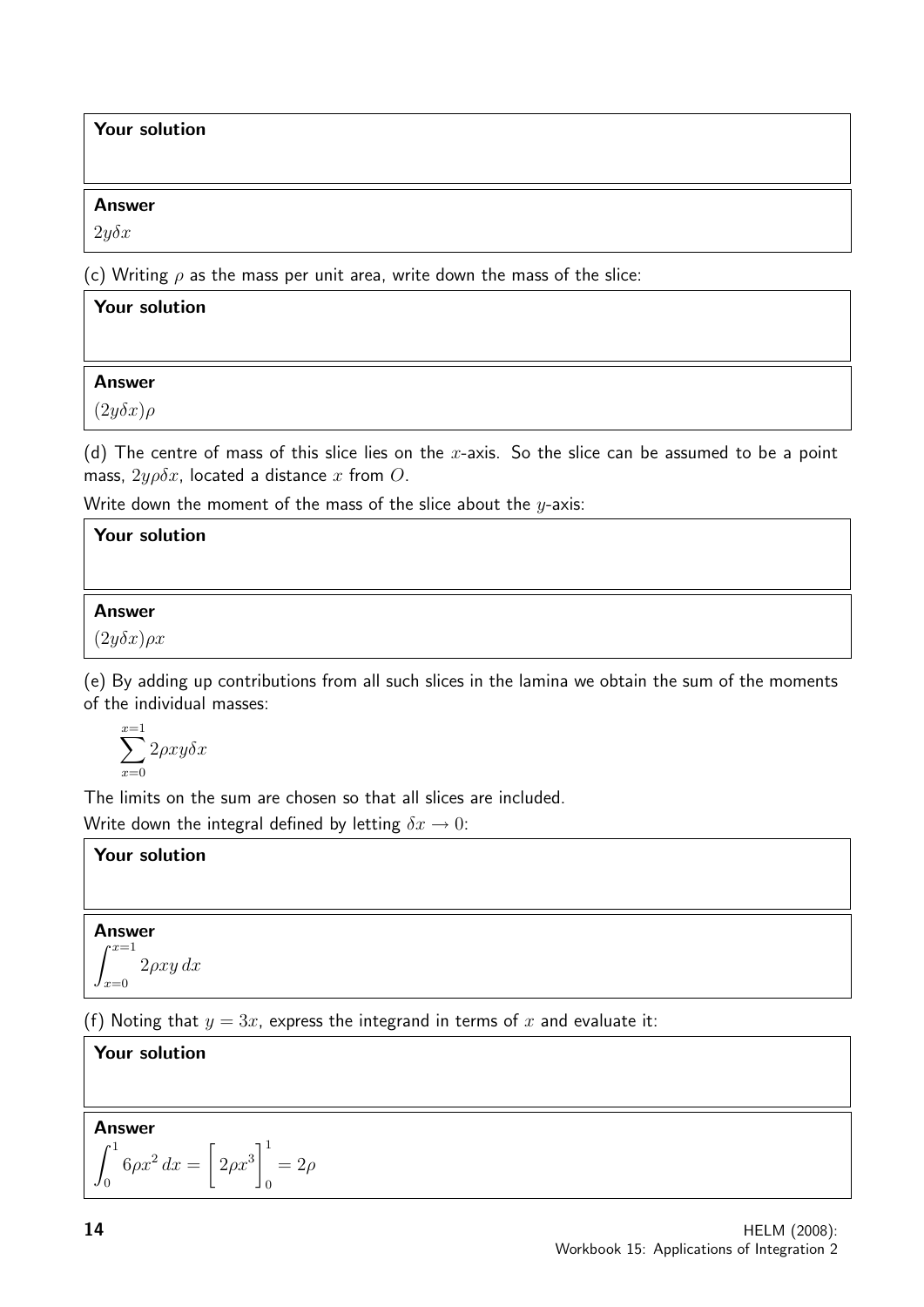**Your solution**

**Answer**

$2y\delta x$

(c) Writing $\rho$ as the mass per unit area, write down the mass of the slice:

**Your solution**

**Answer**

$(2y\delta x)\rho$

(d) The centre of mass of this slice lies on the $x$-axis. So the slice can be assumed to be a point mass, $2y\rho\delta x$, located a distance $x$ from $O$.

Write down the moment of the mass of the slice about the $y$-axis:

**Your solution**

**Answer**

$(2y\delta x)\rho x$

(e) By adding up contributions from all such slices in the lamina we obtain the sum of the moments of the individual masses:

$$\sum_{x=0}^{x=1} 2\rho x y \delta x$$

The limits on the sum are chosen so that all slices are included.

Write down the integral defined by letting $\delta x \to 0$:

**Your solution**

**Answer**

$$\int_{x=0}^{x=1} 2\rho x y \, dx$$

(f) Noting that $y = 3x$, express the integrand in terms of $x$ and evaluate it:

**Your solution**

**Answer**

$$\int_0^1 6\rho x^2 \, dx = \left[ 2\rho x^3 \right]_0^1 = 2\rho$$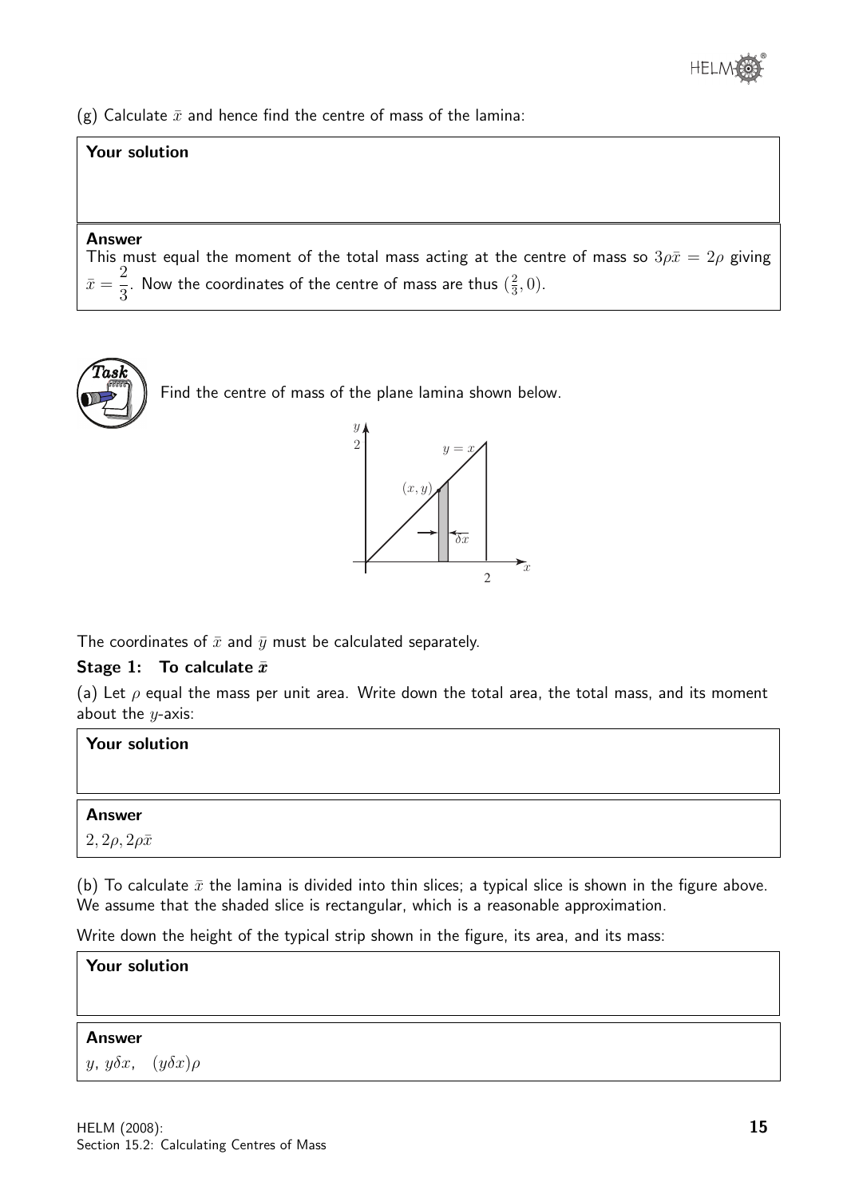(g) Calculate $\bar{x}$ and hence find the centre of mass of the lamina:

**Your solution**

**Answer**

This must equal the moment of the total mass acting at the centre of mass so $3\rho\bar{x} = 2\rho$ giving $\bar{x} = \dfrac{2}{3}$. Now the coordinates of the centre of mass are thus $(\frac{2}{3}, 0)$.

**Task**

Find the centre of mass of the plane lamina shown below.

The coordinates of $\bar{x}$ and $\bar{y}$ must be calculated separately.

**Stage 1: To calculate $\bar{x}$**

(a) Let $\rho$ equal the mass per unit area. Write down the total area, the total mass, and its moment about the $y$-axis:

**Your solution**

**Answer**

$2, 2\rho, 2\rho\bar{x}$

(b) To calculate $\bar{x}$ the lamina is divided into thin slices; a typical slice is shown in the figure above. We assume that the shaded slice is rectangular, which is a reasonable approximation.

Write down the height of the typical strip shown in the figure, its area, and its mass:

**Your solution**

**Answer**

$y$, $y\delta x$, $\quad (y\delta x)\rho$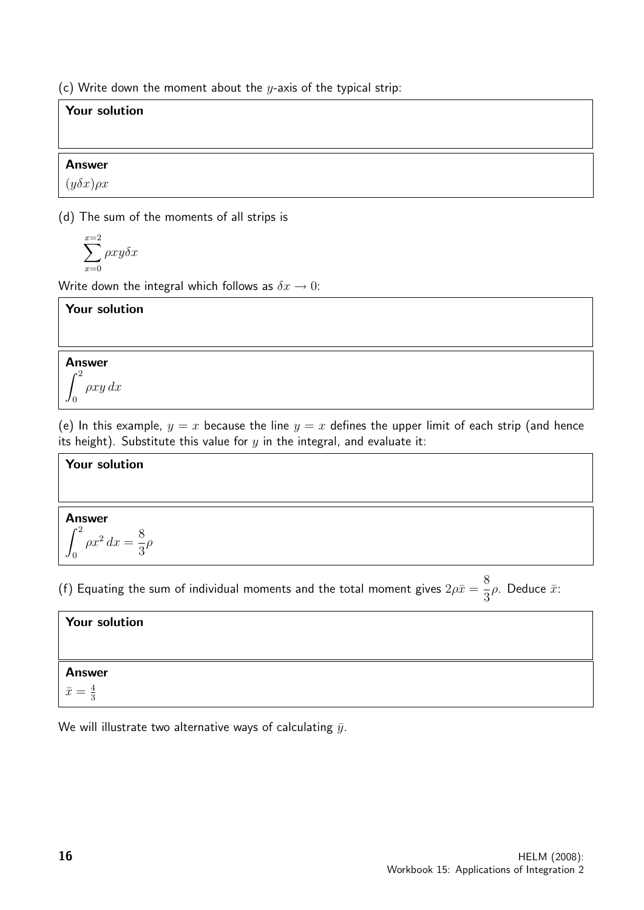(c) Write down the moment about the $y$-axis of the typical strip:

**Your solution**

**Answer**

$(y\delta x)\rho x$

(d) The sum of the moments of all strips is

$$\sum_{x=0}^{x=2} \rho xy\delta x$$

Write down the integral which follows as $\delta x \to 0$:

**Your solution**

**Answer**

$$\int_0^2 \rho xy\, dx$$

(e) In this example, $y = x$ because the line $y = x$ defines the upper limit of each strip (and hence its height). Substitute this value for $y$ in the integral, and evaluate it:

**Your solution**

**Answer**

$$\int_0^2 \rho x^2\, dx = \frac{8}{3}\rho$$

(f) Equating the sum of individual moments and the total moment gives $2\rho\bar{x} = \dfrac{8}{3}\rho$. Deduce $\bar{x}$:

**Your solution**

**Answer**

$\bar{x} = \frac{4}{3}$

We will illustrate two alternative ways of calculating $\bar{y}$.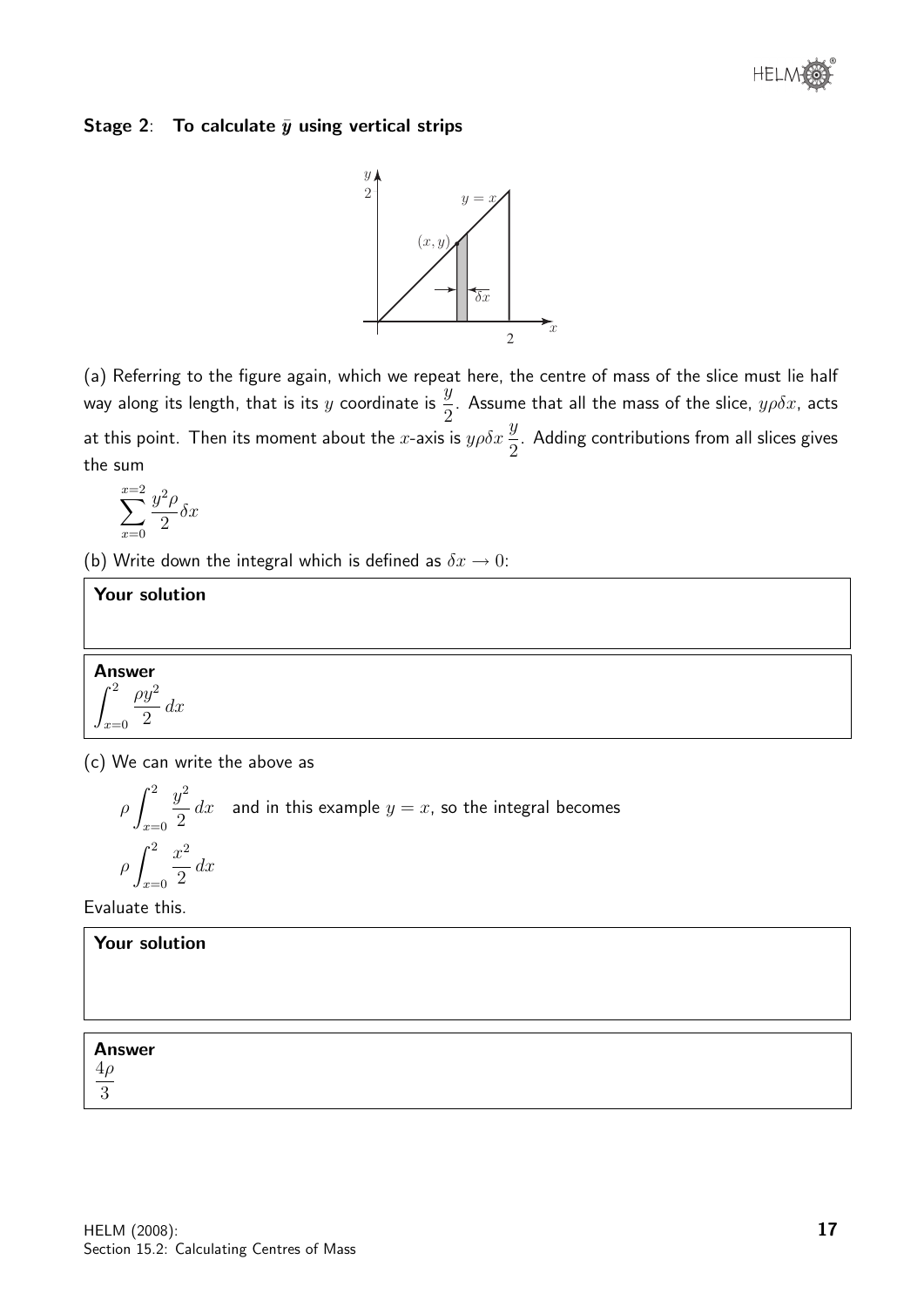**Stage 2**: **To calculate $\bar{y}$ using vertical strips**

(a) Referring to the figure again, which we repeat here, the centre of mass of the slice must lie half way along its length, that is its $y$ coordinate is $\dfrac{y}{2}$. Assume that all the mass of the slice, $y\rho\delta x$, acts at this point. Then its moment about the $x$-axis is $y\rho\delta x\,\dfrac{y}{2}$. Adding contributions from all slices gives the sum

$$\sum_{x=0}^{x=2} \frac{y^2\rho}{2}\delta x$$

(b) Write down the integral which is defined as $\delta x \to 0$:

**Your solution**

**Answer**

$$\int_{x=0}^{2} \frac{\rho y^2}{2}\,dx$$

(c) We can write the above as

$$\rho \int_{x=0}^{2} \frac{y^2}{2}\,dx \quad \text{and in this example } y = x \text{, so the integral becomes}$$

$$\rho \int_{x=0}^{2} \frac{x^2}{2}\,dx$$

Evaluate this.

**Your solution**

**Answer**

$$\frac{4\rho}{3}$$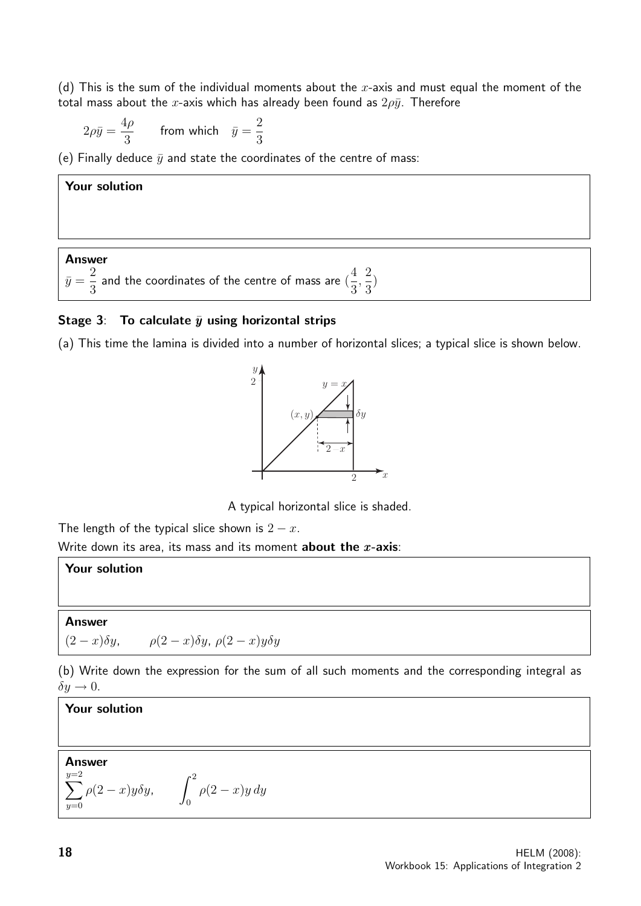(d) This is the sum of the individual moments about the $x$-axis and must equal the moment of the total mass about the $x$-axis which has already been found as $2\rho\bar{y}$. Therefore

$$2\rho\bar{y} = \frac{4\rho}{3} \qquad \text{from which} \quad \bar{y} = \frac{2}{3}$$

(e) Finally deduce $\bar{y}$ and state the coordinates of the centre of mass:

**Your solution**

**Answer**

$\bar{y} = \dfrac{2}{3}$ and the coordinates of the centre of mass are $(\dfrac{4}{3}, \dfrac{2}{3})$

### Stage 3: To calculate $\bar{y}$ using horizontal strips

(a) This time the lamina is divided into a number of horizontal slices; a typical slice is shown below.

A typical horizontal slice is shaded.

The length of the typical slice shown is $2 - x$.

Write down its area, its mass and its moment **about the $x$-axis**:

**Your solution**

**Answer**

$(2-x)\delta y, \qquad \rho(2-x)\delta y,\ \rho(2-x)y\delta y$

(b) Write down the expression for the sum of all such moments and the corresponding integral as $\delta y \to 0$.

**Your solution**

**Answer**

$$\sum_{y=0}^{y=2} \rho(2-x)y\delta y, \qquad \int_0^2 \rho(2-x)y\,dy$$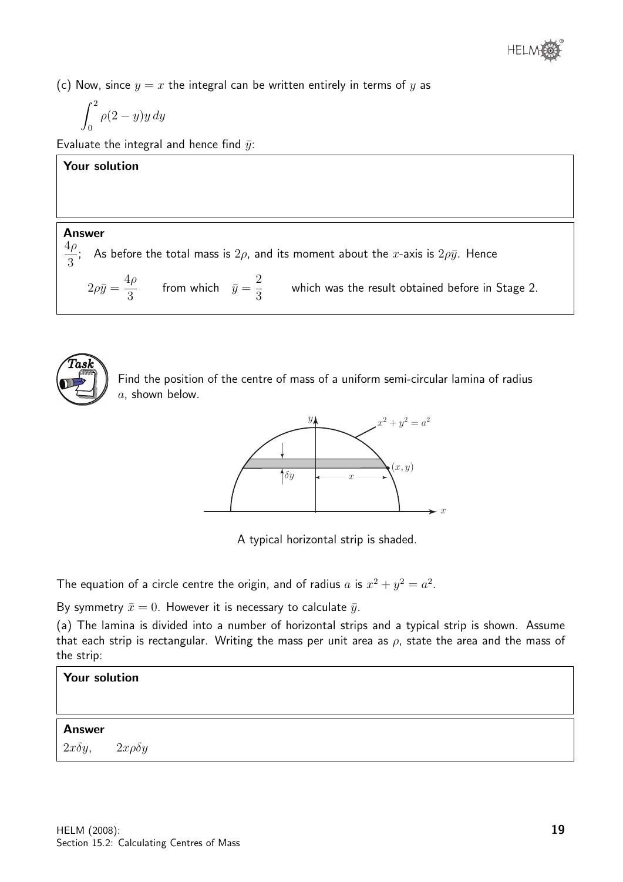(c) Now, since $y = x$ the integral can be written entirely in terms of $y$ as

$$\int_0^2 \rho(2-y)y\,dy$$

Evaluate the integral and hence find $\bar{y}$:

**Your solution**

**Answer**

$\dfrac{4\rho}{3}$; As before the total mass is $2\rho$, and its moment about the $x$-axis is $2\rho\bar{y}$. Hence

$2\rho\bar{y} = \dfrac{4\rho}{3}$ from which $\bar{y} = \dfrac{2}{3}$ which was the result obtained before in Stage 2.

**Task**

Find the position of the centre of mass of a uniform semi-circular lamina of radius $a$, shown below.

A typical horizontal strip is shaded.

The equation of a circle centre the origin, and of radius $a$ is $x^2 + y^2 = a^2$.

By symmetry $\bar{x} = 0$. However it is necessary to calculate $\bar{y}$.

(a) The lamina is divided into a number of horizontal strips and a typical strip is shown. Assume that each strip is rectangular. Writing the mass per unit area as $\rho$, state the area and the mass of the strip:

**Your solution**

**Answer**

$2x\delta y$, $2x\rho\delta y$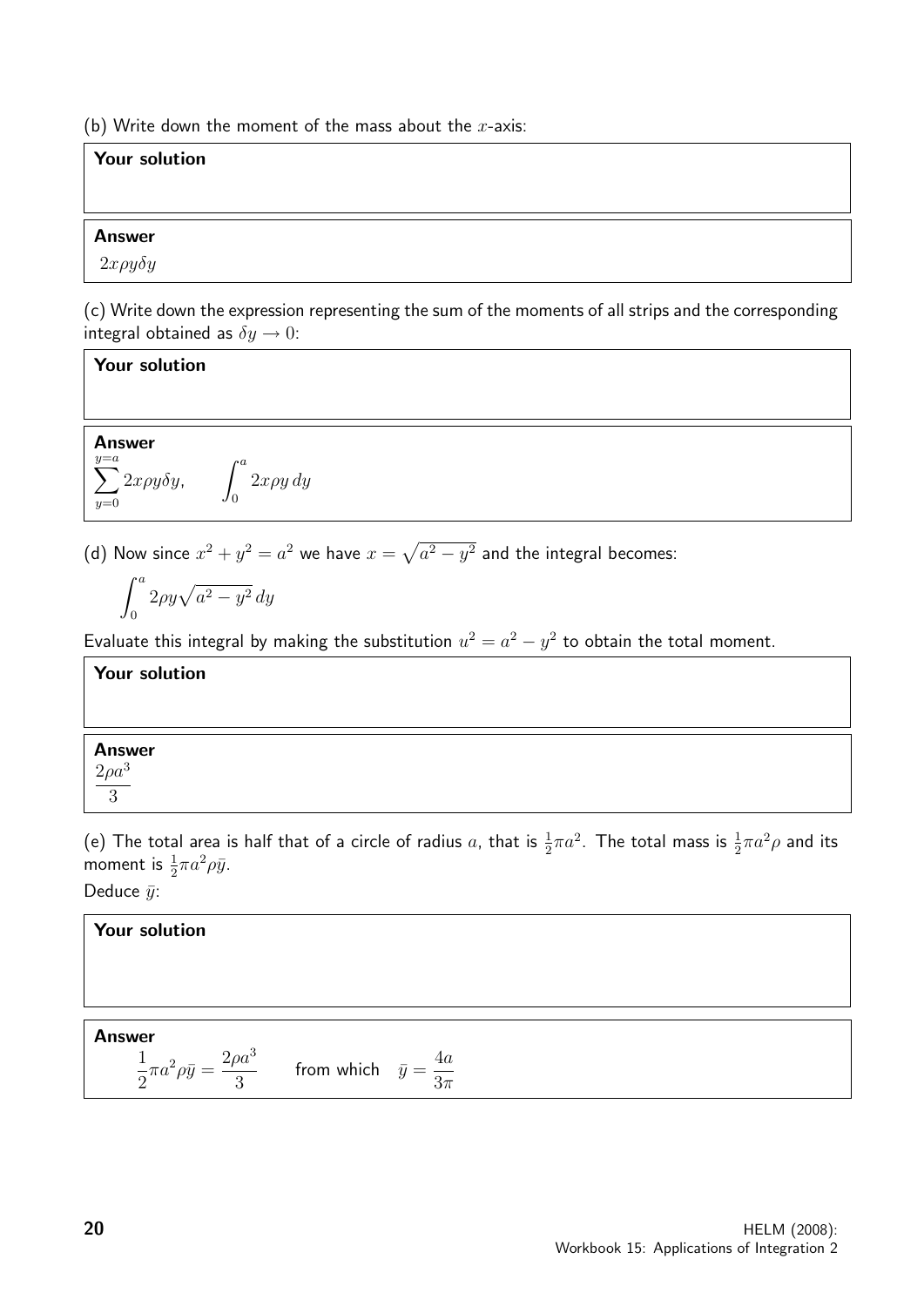(b) Write down the moment of the mass about the $x$-axis:

**Your solution**

**Answer**

$2x\rho y\delta y$

(c) Write down the expression representing the sum of the moments of all strips and the corresponding integral obtained as $\delta y \to 0$:

**Your solution**

**Answer**

$$\sum_{y=0}^{y=a} 2x\rho y\delta y, \qquad \int_0^a 2x\rho y \, dy$$

(d) Now since $x^2 + y^2 = a^2$ we have $x = \sqrt{a^2 - y^2}$ and the integral becomes:

$$\int_0^a 2\rho y\sqrt{a^2 - y^2} \, dy$$

Evaluate this integral by making the substitution $u^2 = a^2 - y^2$ to obtain the total moment.

**Your solution**

**Answer**

$$\frac{2\rho a^3}{3}$$

(e) The total area is half that of a circle of radius $a$, that is $\frac{1}{2}\pi a^2$. The total mass is $\frac{1}{2}\pi a^2 \rho$ and its moment is $\frac{1}{2}\pi a^2 \rho \bar{y}$.

Deduce $\bar{y}$:

**Your solution**

**Answer**

$$\frac{1}{2}\pi a^2 \rho \bar{y} = \frac{2\rho a^3}{3} \qquad \text{from which} \quad \bar{y} = \frac{4a}{3\pi}$$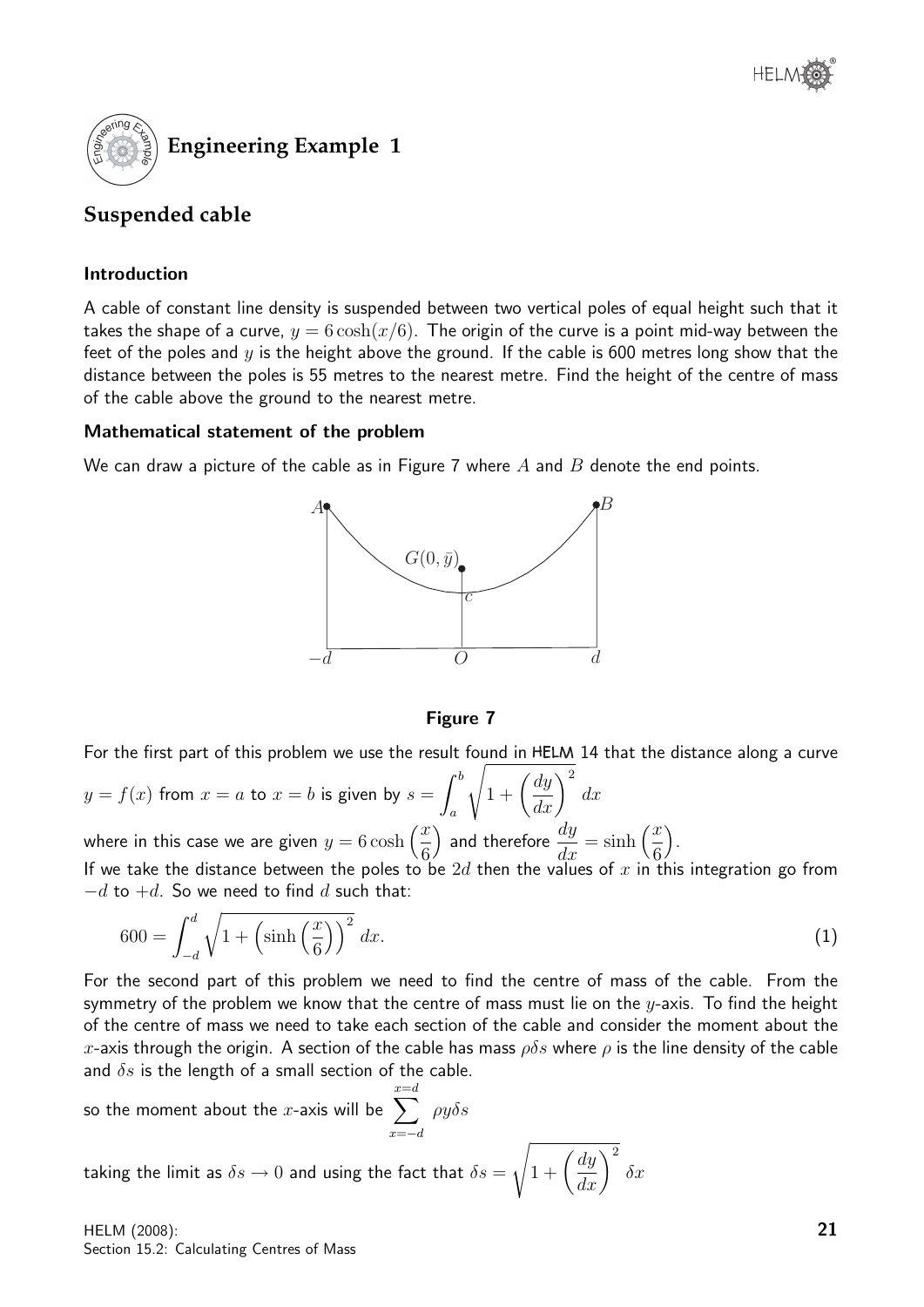## Engineering Example 1

## Suspended cable

#### Introduction

A cable of constant line density is suspended between two vertical poles of equal height such that it takes the shape of a curve, $y = 6\cosh(x/6)$. The origin of the curve is a point mid-way between the feet of the poles and $y$ is the height above the ground. If the cable is 600 metres long show that the distance between the poles is 55 metres to the nearest metre. Find the height of the centre of mass of the cable above the ground to the nearest metre.

#### Mathematical statement of the problem

We can draw a picture of the cable as in Figure 7 where $A$ and $B$ denote the end points.

**Figure 7**

For the first part of this problem we use the result found in HELM 14 that the distance along a curve $y = f(x)$ from $x = a$ to $x = b$ is given by $s = \displaystyle\int_a^b \sqrt{1 + \left(\frac{dy}{dx}\right)^2}\, dx$

where in this case we are given $y = 6\cosh\left(\dfrac{x}{6}\right)$ and therefore $\dfrac{dy}{dx} = \sinh\left(\dfrac{x}{6}\right)$.

If we take the distance between the poles to be $2d$ then the values of $x$ in this integration go from $-d$ to $+d$. So we need to find $d$ such that:

$$600 = \int_{-d}^{d} \sqrt{1 + \left(\sinh\left(\frac{x}{6}\right)\right)^2}\, dx. \qquad (1)$$

For the second part of this problem we need to find the centre of mass of the cable. From the symmetry of the problem we know that the centre of mass must lie on the $y$-axis. To find the height of the centre of mass we need to take each section of the cable and consider the moment about the $x$-axis through the origin. A section of the cable has mass $\rho\delta s$ where $\rho$ is the line density of the cable and $\delta s$ is the length of a small section of the cable.

so the moment about the $x$-axis will be $\displaystyle\sum_{x=-d}^{x=d} \rho y \delta s$

taking the limit as $\delta s \to 0$ and using the fact that $\delta s = \sqrt{1 + \left(\dfrac{dy}{dx}\right)^2}\, \delta x$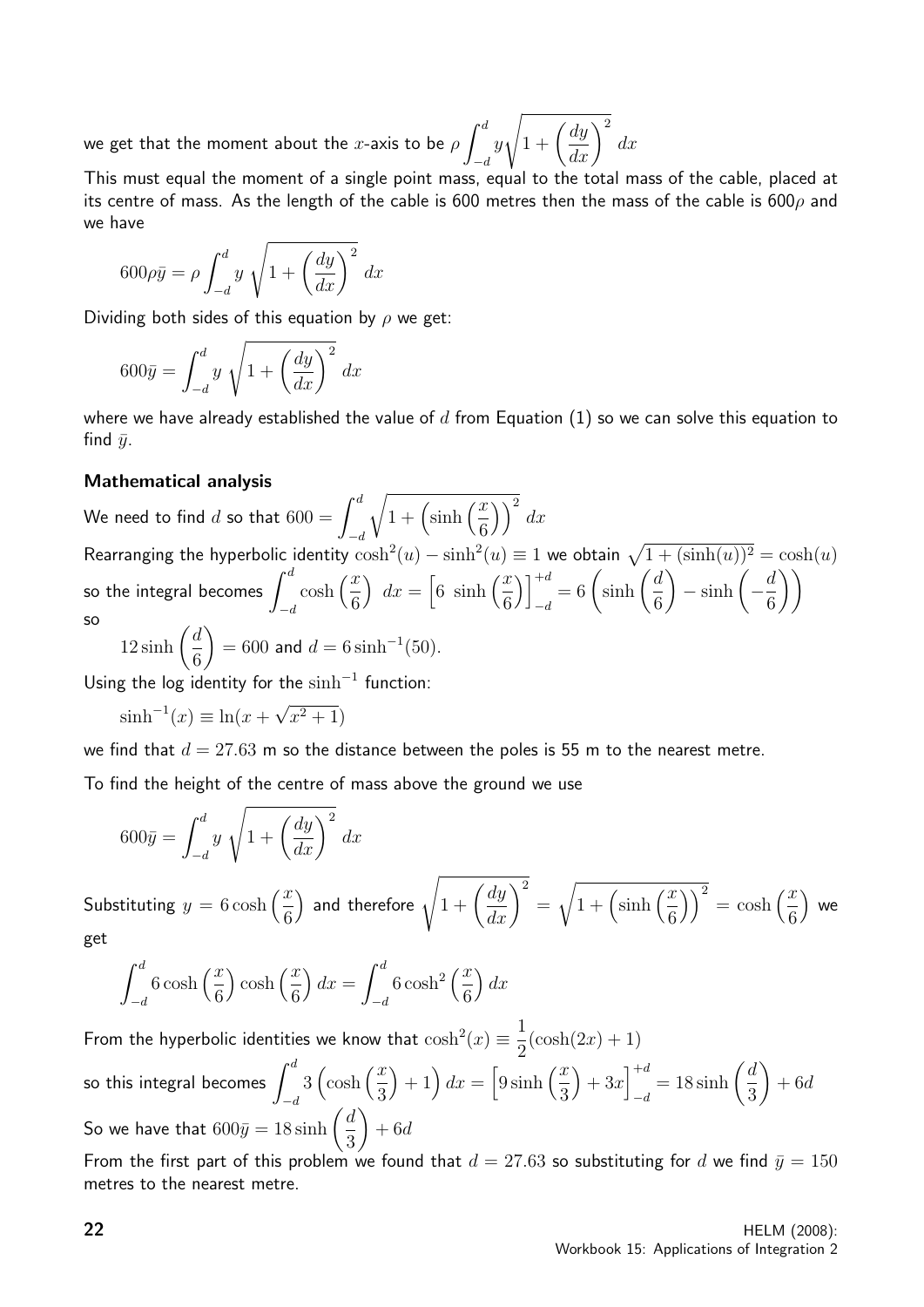we get that the moment about the $x$-axis to be $\rho \int_{-d}^{d} y\sqrt{1+\left(\frac{dy}{dx}\right)^2}\, dx$

This must equal the moment of a single point mass, equal to the total mass of the cable, placed at its centre of mass. As the length of the cable is 600 metres then the mass of the cable is $600\rho$ and we have

$$600\rho\bar{y} = \rho \int_{-d}^{d} y \sqrt{1+\left(\frac{dy}{dx}\right)^2}\, dx$$

Dividing both sides of this equation by $\rho$ we get:

$$600\bar{y} = \int_{-d}^{d} y \sqrt{1+\left(\frac{dy}{dx}\right)^2}\, dx$$

where we have already established the value of $d$ from Equation (1) so we can solve this equation to find $\bar{y}$.

**Mathematical analysis**

We need to find $d$ so that $600 = \int_{-d}^{d} \sqrt{1+\left(\sinh\left(\frac{x}{6}\right)\right)^2}\, dx$

Rearranging the hyperbolic identity $\cosh^2(u) - \sinh^2(u) \equiv 1$ we obtain $\sqrt{1+(\sinh(u))^2} = \cosh(u)$ so the integral becomes $\int_{-d}^{d} \cosh\left(\frac{x}{6}\right)\, dx = \left[6\ \sinh\left(\frac{x}{6}\right)\right]_{-d}^{+d} = 6\left(\sinh\left(\frac{d}{6}\right) - \sinh\left(-\frac{d}{6}\right)\right)$

so

$12\sinh\left(\frac{d}{6}\right) = 600$ and $d = 6\sinh^{-1}(50)$.

Using the log identity for the $\sinh^{-1}$ function:

$\sinh^{-1}(x) \equiv \ln(x + \sqrt{x^2+1})$

we find that $d = 27.63$ m so the distance between the poles is 55 m to the nearest metre.

To find the height of the centre of mass above the ground we use

$$600\bar{y} = \int_{-d}^{d} y \sqrt{1+\left(\frac{dy}{dx}\right)^2}\, dx$$

Substituting $y = 6\cosh\left(\frac{x}{6}\right)$ and therefore $\sqrt{1+\left(\frac{dy}{dx}\right)^2} = \sqrt{1+\left(\sinh\left(\frac{x}{6}\right)\right)^2} = \cosh\left(\frac{x}{6}\right)$ we get

$$\int_{-d}^{d} 6\cosh\left(\frac{x}{6}\right)\cosh\left(\frac{x}{6}\right) dx = \int_{-d}^{d} 6\cosh^2\left(\frac{x}{6}\right) dx$$

From the hyperbolic identities we know that $\cosh^2(x) \equiv \frac{1}{2}(\cosh(2x)+1)$

so this integral becomes $\int_{-d}^{d} 3\left(\cosh\left(\frac{x}{3}\right)+1\right) dx = \left[9\sinh\left(\frac{x}{3}\right) + 3x\right]_{-d}^{+d} = 18\sinh\left(\frac{d}{3}\right) + 6d$

So we have that $600\bar{y} = 18\sinh\left(\frac{d}{3}\right) + 6d$

From the first part of this problem we found that $d = 27.63$ so substituting for $d$ we find $\bar{y} = 150$ metres to the nearest metre.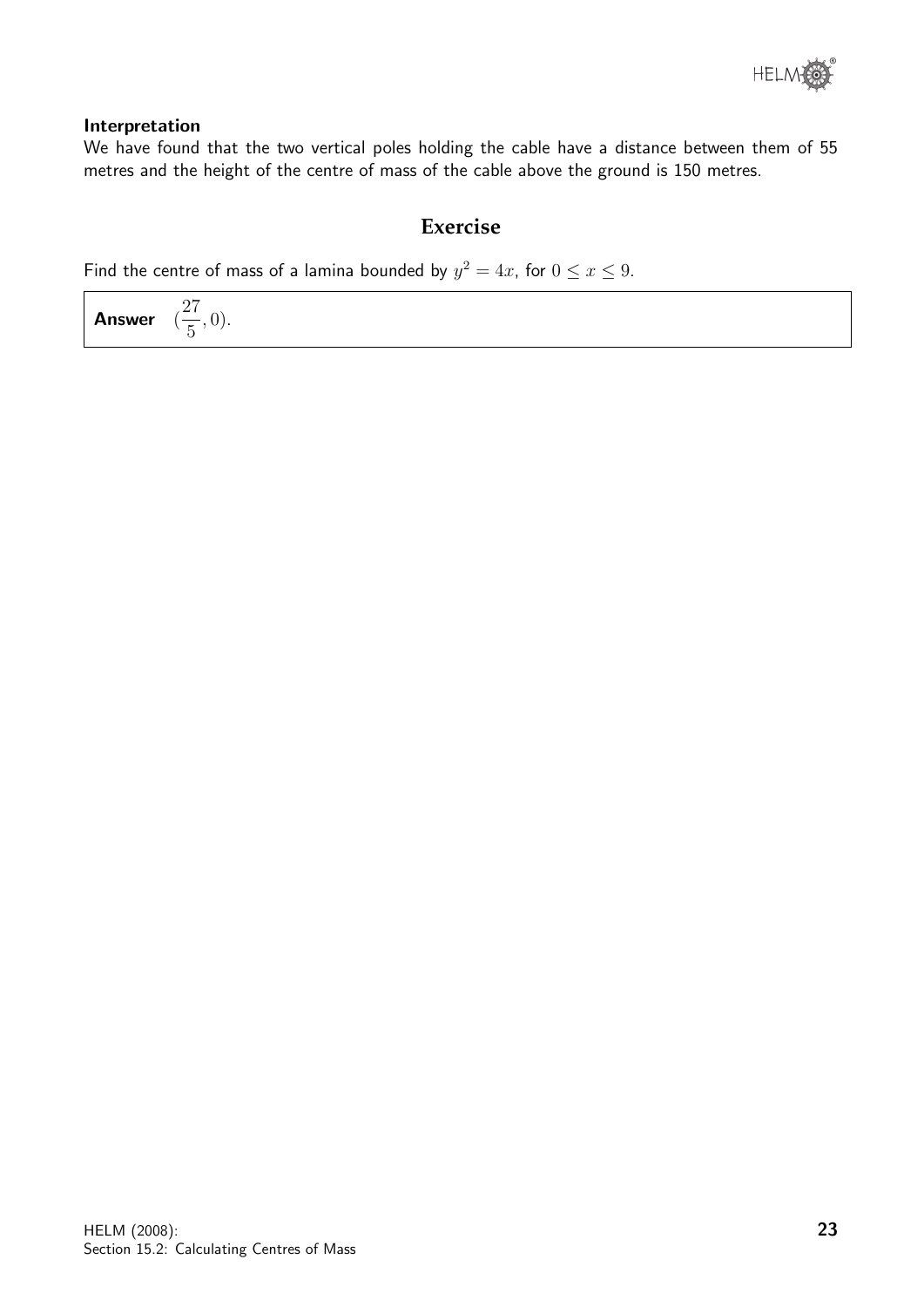**Interpretation**

We have found that the two vertical poles holding the cable have a distance between them of 55 metres and the height of the centre of mass of the cable above the ground is 150 metres.

## Exercise

Find the centre of mass of a lamina bounded by $y^2 = 4x$, for $0 \leq x \leq 9$.

**Answer** $(\frac{27}{5}, 0)$.